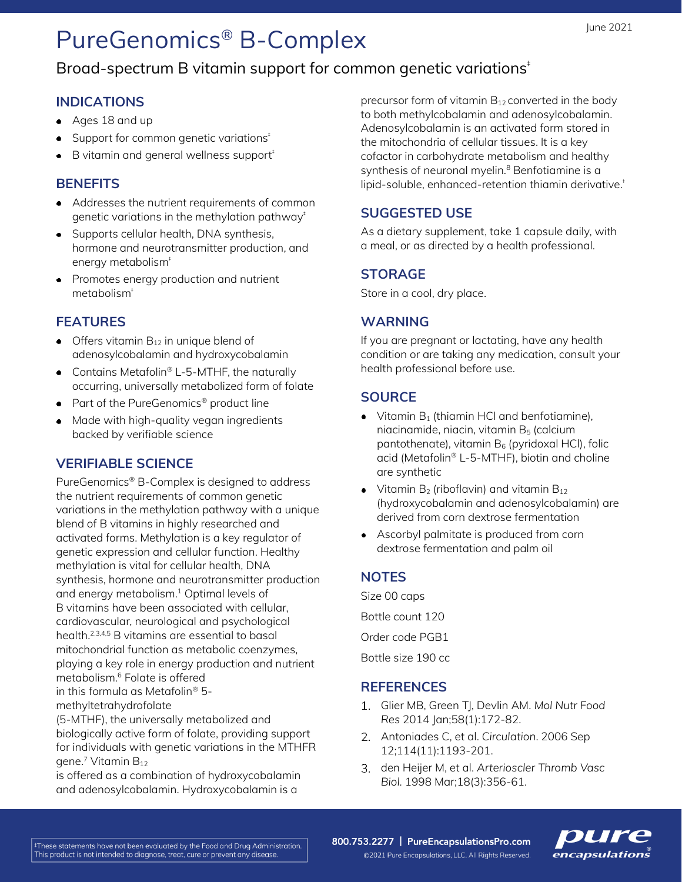# PureGenomics® B-Complex

June 2021

## Broad-spectrum B vitamin support for common genetic variations‡

### INDICATIONS

- Ages 18 and up
- Support for common genetic variations‡
- B vitamin and general wellness support‡

### BENEFITS

- Addresses the nutrient requirements of common genetic variations in the methylation pathway‡
- Supports cellular health, DNA synthesis, hormone and neurotransmitter production, and energy metabolism‡
- Promotes energy production and nutrient metabolism‡

### FEATURES

- Offers vitamin $B_{12}$ in unique blend of adenosylcobalamin and hydroxycobalamin
- Contains Metafolin® L-5-MTHF, the naturally occurring, universally metabolized form of folate
- Part of the PureGenomics® product line
- Made with high-quality vegan ingredients backed by verifiable science

### VERIFIABLE SCIENCE

PureGenomics® B-Complex is designed to address the nutrient requirements of common genetic variations in the methylation pathway with a unique blend of B vitamins in highly researched and activated forms. Methylation is a key regulator of genetic expression and cellular function. Healthy methylation is vital for cellular health, DNA synthesis, hormone and neurotransmitter production and energy metabolism.[1] Optimal levels of B vitamins have been associated with cellular, cardiovascular, neurological and psychological health.[2,3,4,5] B vitamins are essential to basal mitochondrial function as metabolic coenzymes, playing a key role in energy production and nutrient metabolism.[6] Folate is offered in this formula as Metafolin® 5-methyltetrahydrofolate (5-MTHF), the universally metabolized and biologically active form of folate, providing support for individuals with genetic variations in the MTHFR gene.[7] Vitamin $B_{12}$ is offered as a combination of hydroxycobalamin and adenosylcobalamin. Hydroxycobalamin is a precursor form of vitamin $B_{12}$ converted in the body to both methylcobalamin and adenosylcobalamin. Adenosylcobalamin is an activated form stored in the mitochondria of cellular tissues. It is a key cofactor in carbohydrate metabolism and healthy synthesis of neuronal myelin.[8] Benfotiamine is a lipid-soluble, enhanced-retention thiamin derivative.‡

### SUGGESTED USE

As a dietary supplement, take 1 capsule daily, with a meal, or as directed by a health professional.

### STORAGE

Store in a cool, dry place.

### WARNING

If you are pregnant or lactating, have any health condition or are taking any medication, consult your health professional before use.

### SOURCE

- Vitamin $B_1$ (thiamin HCl and benfotiamine), niacinamide, niacin, vitamin $B_5$ (calcium pantothenate), vitamin $B_6$ (pyridoxal HCl), folic acid (Metafolin® L-5-MTHF), biotin and choline are synthetic
- Vitamin $B_2$ (riboflavin) and vitamin $B_{12}$ (hydroxycobalamin and adenosylcobalamin) are derived from corn dextrose fermentation
- Ascorbyl palmitate is produced from corn dextrose fermentation and palm oil

### NOTES

Size 00 caps

Bottle count 120

Order code PGB1

Bottle size 190 cc

### REFERENCES

1. Glier MB, Green TJ, Devlin AM. *Mol Nutr Food Res* 2014 Jan;58(1):172-82.
2. Antoniades C, et al. *Circulation.* 2006 Sep 12;114(11):1193-201.
3. den Heijer M, et al. *Arterioscler Thromb Vasc Biol.* 1998 Mar;18(3):356-61.

‡These statements have not been evaluated by the Food and Drug Administration. This product is not intended to diagnose, treat, cure or prevent any disease.

800.753.2277 | PureEncapsulationsPro.com

©2021 Pure Encapsulations, LLC. All Rights Reserved.

pure encapsulations®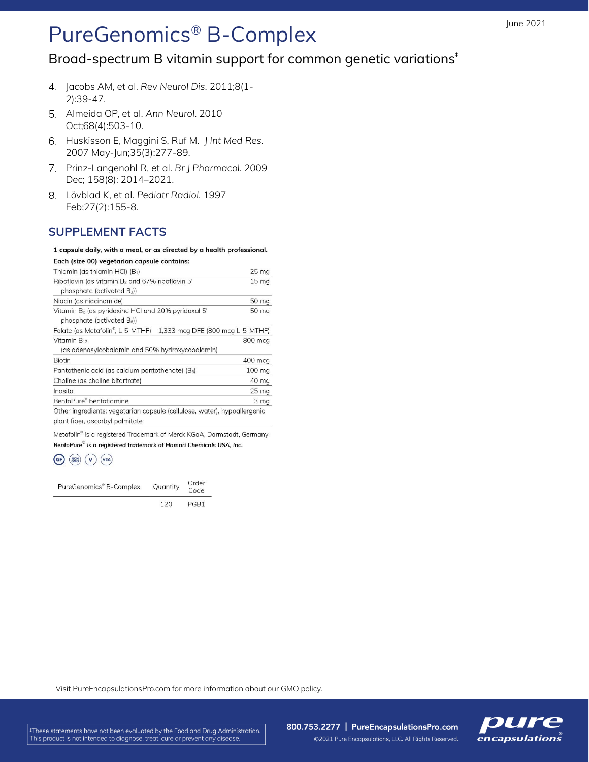# PureGenomics® B-Complex

## Broad-spectrum B vitamin support for common genetic variations‡

4. Jacobs AM, et al. *Rev Neurol Dis.* 2011;8(1-2):39-47.
5. Almeida OP, et al. *Ann Neurol.* 2010 Oct;68(4):503-10.
6. Huskisson E, Maggini S, Ruf M. *J Int Med Res.* 2007 May-Jun;35(3):277-89.
7. Prinz-Langenohl R, et al. *Br J Pharmacol.* 2009 Dec; 158(8): 2014–2021.
8. Lövblad K, et al. *Pediatr Radiol.* 1997 Feb;27(2):155-8.

## SUPPLEMENT FACTS

**1 capsule daily, with a meal, or as directed by a health professional.**

**Each (size 00) vegetarian capsule contains:**

| | |
|---|---|
| Thiamin (as thiamin HCl) ($B_1$) | 25 mg |
| Riboflavin (as vitamin $B_2$ and 67% riboflavin 5' phosphate (activated $B_2$)) | 15 mg |
| Niacin (as niacinamide) | 50 mg |
| Vitamin $B_6$ (as pyridoxine HCl and 20% pyridoxal 5' phosphate (activated $B_6$)) | 50 mg |
| Folate (as Metafolin®, L-5-MTHF) | 1,333 mcg DFE (800 mcg L-5-MTHF) |
| Vitamin $B_{12}$ (as adenosylcobalamin and 50% hydroxycobalamin) | 800 mcg |
| Biotin | 400 mcg |
| Pantothenic acid (as calcium pantothenate) ($B_5$) | 100 mg |
| Choline (as choline bitartrate) | 40 mg |
| Inositol | 25 mg |
| BenfoPure® benfotiamine | 3 mg |

Other ingredients: vegetarian capsule (cellulose, water), hypoallergenic plant fiber, ascorbyl palmitate

Metafolin® is a registered Trademark of Merck KGaA, Darmstadt, Germany.

***BenfoPure® is a registered trademark of Hamari Chemicals USA, Inc.***

| PureGenomics® B-Complex | Quantity | Order Code |
|---|---|---|
| | 120 | PGB1 |

Visit PureEncapsulationsPro.com for more information about our GMO policy.

‡These statements have not been evaluated by the Food and Drug Administration. This product is not intended to diagnose, treat, cure or prevent any disease.

800.753.2277 | PureEncapsulationsPro.com

©2021 Pure Encapsulations, LLC. All Rights Reserved.